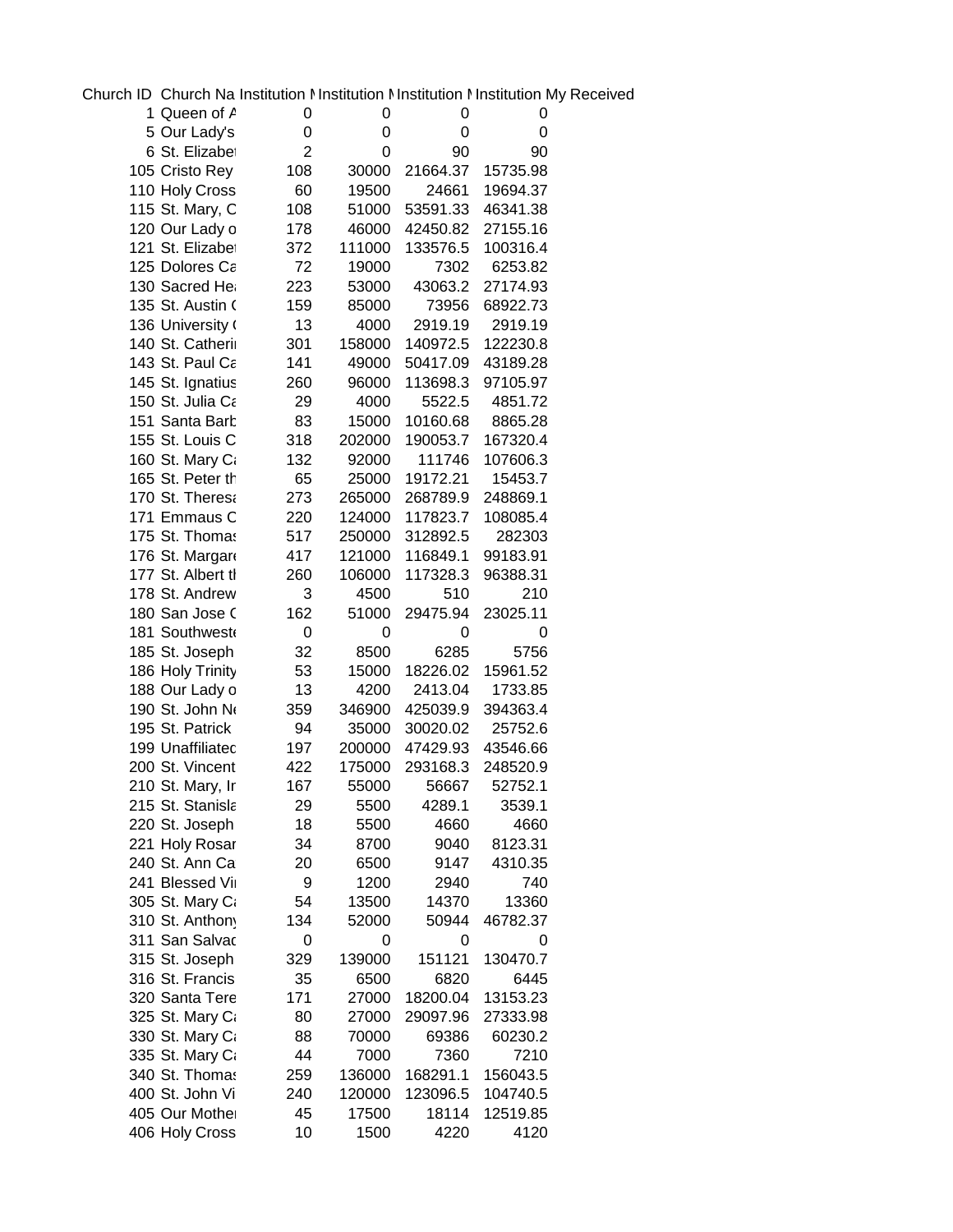| Church ID | Church Na | Institution I | Institution I | Institution I | Institution My Received |
|---|---|---|---|---|---|
| 1 | Queen of A | 0 | 0 | 0 | 0 |
| 5 | Our Lady's | 0 | 0 | 0 | 0 |
| 6 | St. Elizabet | 2 | 0 | 90 | 90 |
| 105 | Cristo Rey | 108 | 30000 | 21664.37 | 15735.98 |
| 110 | Holy Cross | 60 | 19500 | 24661 | 19694.37 |
| 115 | St. Mary, C | 108 | 51000 | 53591.33 | 46341.38 |
| 120 | Our Lady o | 178 | 46000 | 42450.82 | 27155.16 |
| 121 | St. Elizabet | 372 | 111000 | 133576.5 | 100316.4 |
| 125 | Dolores Ca | 72 | 19000 | 7302 | 6253.82 |
| 130 | Sacred He | 223 | 53000 | 43063.2 | 27174.93 |
| 135 | St. Austin ( | 159 | 85000 | 73956 | 68922.73 |
| 136 | University ( | 13 | 4000 | 2919.19 | 2919.19 |
| 140 | St. Catherin | 301 | 158000 | 140972.5 | 122230.8 |
| 143 | St. Paul Ca | 141 | 49000 | 50417.09 | 43189.28 |
| 145 | St. Ignatius | 260 | 96000 | 113698.3 | 97105.97 |
| 150 | St. Julia Ca | 29 | 4000 | 5522.5 | 4851.72 |
| 151 | Santa Barb | 83 | 15000 | 10160.68 | 8865.28 |
| 155 | St. Louis C | 318 | 202000 | 190053.7 | 167320.4 |
| 160 | St. Mary Ca | 132 | 92000 | 111746 | 107606.3 |
| 165 | St. Peter th | 65 | 25000 | 19172.21 | 15453.7 |
| 170 | St. Theresa | 273 | 265000 | 268789.9 | 248869.1 |
| 171 | Emmaus C | 220 | 124000 | 117823.7 | 108085.4 |
| 175 | St. Thomas | 517 | 250000 | 312892.5 | 282303 |
| 176 | St. Margare | 417 | 121000 | 116849.1 | 99183.91 |
| 177 | St. Albert tl | 260 | 106000 | 117328.3 | 96388.31 |
| 178 | St. Andrew | 3 | 4500 | 510 | 210 |
| 180 | San Jose ( | 162 | 51000 | 29475.94 | 23025.11 |
| 181 | Southweste | 0 | 0 | 0 | 0 |
| 185 | St. Joseph | 32 | 8500 | 6285 | 5756 |
| 186 | Holy Trinity | 53 | 15000 | 18226.02 | 15961.52 |
| 188 | Our Lady o | 13 | 4200 | 2413.04 | 1733.85 |
| 190 | St. John Ne | 359 | 346900 | 425039.9 | 394363.4 |
| 195 | St. Patrick | 94 | 35000 | 30020.02 | 25752.6 |
| 199 | Unaffiliatec | 197 | 200000 | 47429.93 | 43546.66 |
| 200 | St. Vincent | 422 | 175000 | 293168.3 | 248520.9 |
| 210 | St. Mary, Ir | 167 | 55000 | 56667 | 52752.1 |
| 215 | St. Stanisla | 29 | 5500 | 4289.1 | 3539.1 |
| 220 | St. Joseph | 18 | 5500 | 4660 | 4660 |
| 221 | Holy Rosar | 34 | 8700 | 9040 | 8123.31 |
| 240 | St. Ann Ca | 20 | 6500 | 9147 | 4310.35 |
| 241 | Blessed Vi | 9 | 1200 | 2940 | 740 |
| 305 | St. Mary Ca | 54 | 13500 | 14370 | 13360 |
| 310 | St. Anthony | 134 | 52000 | 50944 | 46782.37 |
| 311 | San Salvac | 0 | 0 | 0 | 0 |
| 315 | St. Joseph | 329 | 139000 | 151121 | 130470.7 |
| 316 | St. Francis | 35 | 6500 | 6820 | 6445 |
| 320 | Santa Tere | 171 | 27000 | 18200.04 | 13153.23 |
| 325 | St. Mary Ca | 80 | 27000 | 29097.96 | 27333.98 |
| 330 | St. Mary Ca | 88 | 70000 | 69386 | 60230.2 |
| 335 | St. Mary Ca | 44 | 7000 | 7360 | 7210 |
| 340 | St. Thomas | 259 | 136000 | 168291.1 | 156043.5 |
| 400 | St. John Vi | 240 | 120000 | 123096.5 | 104740.5 |
| 405 | Our Mother | 45 | 17500 | 18114 | 12519.85 |
| 406 | Holy Cross | 10 | 1500 | 4220 | 4120 |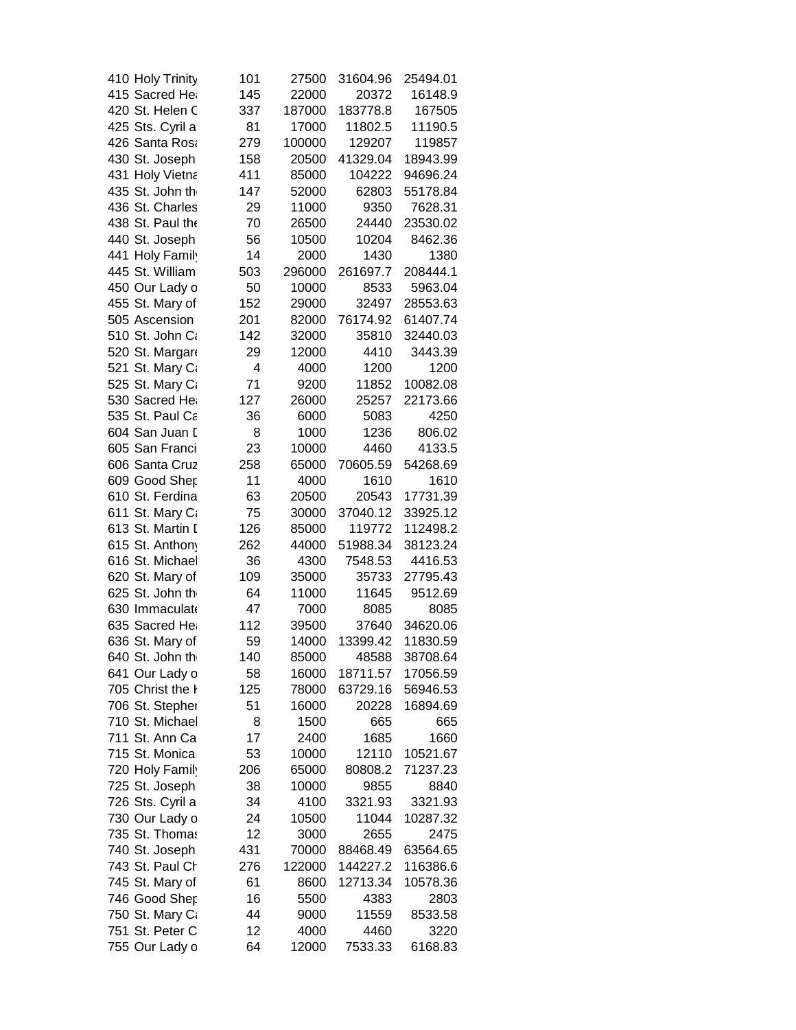| | | | | | |
|---|---|---|---|---|---|
| 410 | Holy Trinity | 101 | 27500 | 31604.96 | 25494.01 |
| 415 | Sacred He | 145 | 22000 | 20372 | 16148.9 |
| 420 | St. Helen C | 337 | 187000 | 183778.8 | 167505 |
| 425 | Sts. Cyril a | 81 | 17000 | 11802.5 | 11190.5 |
| 426 | Santa Rosa | 279 | 100000 | 129207 | 119857 |
| 430 | St. Joseph | 158 | 20500 | 41329.04 | 18943.99 |
| 431 | Holy Vietna | 411 | 85000 | 104222 | 94696.24 |
| 435 | St. John th | 147 | 52000 | 62803 | 55178.84 |
| 436 | St. Charles | 29 | 11000 | 9350 | 7628.31 |
| 438 | St. Paul the | 70 | 26500 | 24440 | 23530.02 |
| 440 | St. Joseph | 56 | 10500 | 10204 | 8462.36 |
| 441 | Holy Family | 14 | 2000 | 1430 | 1380 |
| 445 | St. William | 503 | 296000 | 261697.7 | 208444.1 |
| 450 | Our Lady o | 50 | 10000 | 8533 | 5963.04 |
| 455 | St. Mary of | 152 | 29000 | 32497 | 28553.63 |
| 505 | Ascension | 201 | 82000 | 76174.92 | 61407.74 |
| 510 | St. John Ca | 142 | 32000 | 35810 | 32440.03 |
| 520 | St. Margare | 29 | 12000 | 4410 | 3443.39 |
| 521 | St. Mary Ca | 4 | 4000 | 1200 | 1200 |
| 525 | St. Mary Ca | 71 | 9200 | 11852 | 10082.08 |
| 530 | Sacred He | 127 | 26000 | 25257 | 22173.66 |
| 535 | St. Paul Ca | 36 | 6000 | 5083 | 4250 |
| 604 | San Juan D | 8 | 1000 | 1236 | 806.02 |
| 605 | San Franci | 23 | 10000 | 4460 | 4133.5 |
| 606 | Santa Cruz | 258 | 65000 | 70605.59 | 54268.69 |
| 609 | Good Shep | 11 | 4000 | 1610 | 1610 |
| 610 | St. Ferdina | 63 | 20500 | 20543 | 17731.39 |
| 611 | St. Mary Ca | 75 | 30000 | 37040.12 | 33925.12 |
| 613 | St. Martin D | 126 | 85000 | 119772 | 112498.2 |
| 615 | St. Anthony | 262 | 44000 | 51988.34 | 38123.24 |
| 616 | St. Michael | 36 | 4300 | 7548.53 | 4416.53 |
| 620 | St. Mary of | 109 | 35000 | 35733 | 27795.43 |
| 625 | St. John th | 64 | 11000 | 11645 | 9512.69 |
| 630 | Immaculate | 47 | 7000 | 8085 | 8085 |
| 635 | Sacred He | 112 | 39500 | 37640 | 34620.06 |
| 636 | St. Mary of | 59 | 14000 | 13399.42 | 11830.59 |
| 640 | St. John th | 140 | 85000 | 48588 | 38708.64 |
| 641 | Our Lady o | 58 | 16000 | 18711.57 | 17056.59 |
| 705 | Christ the K | 125 | 78000 | 63729.16 | 56946.53 |
| 706 | St. Stephen | 51 | 16000 | 20228 | 16894.69 |
| 710 | St. Michael | 8 | 1500 | 665 | 665 |
| 711 | St. Ann Ca | 17 | 2400 | 1685 | 1660 |
| 715 | St. Monica | 53 | 10000 | 12110 | 10521.67 |
| 720 | Holy Family | 206 | 65000 | 80808.2 | 71237.23 |
| 725 | St. Joseph | 38 | 10000 | 9855 | 8840 |
| 726 | Sts. Cyril a | 34 | 4100 | 3321.93 | 3321.93 |
| 730 | Our Lady o | 24 | 10500 | 11044 | 10287.32 |
| 735 | St. Thomas | 12 | 3000 | 2655 | 2475 |
| 740 | St. Joseph | 431 | 70000 | 88468.49 | 63564.65 |
| 743 | St. Paul Ch | 276 | 122000 | 144227.2 | 116386.6 |
| 745 | St. Mary of | 61 | 8600 | 12713.34 | 10578.36 |
| 746 | Good Shep | 16 | 5500 | 4383 | 2803 |
| 750 | St. Mary Ca | 44 | 9000 | 11559 | 8533.58 |
| 751 | St. Peter C | 12 | 4000 | 4460 | 3220 |
| 755 | Our Lady o | 64 | 12000 | 7533.33 | 6168.83 |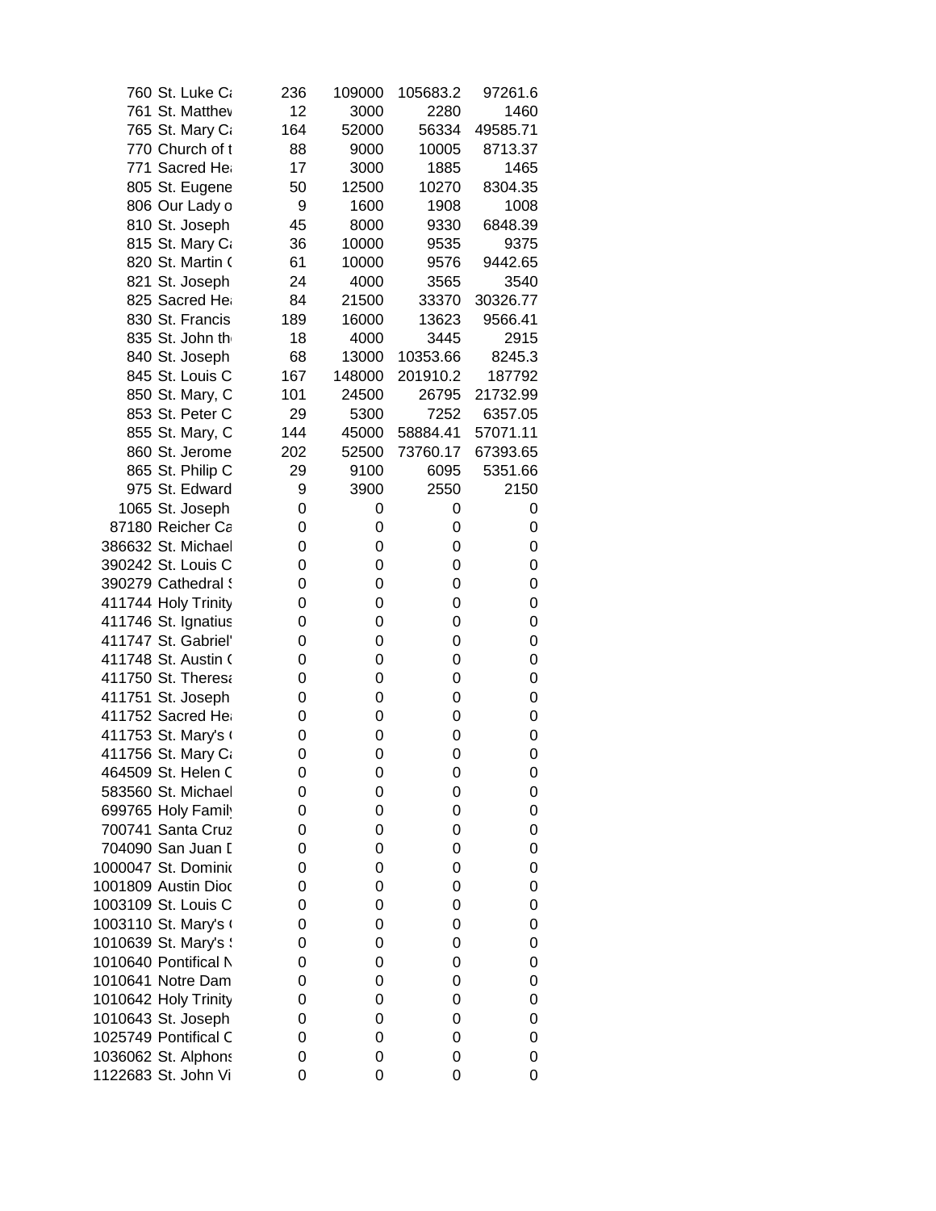| | | | | | |
|---|---|---|---|---|---|
| 760 | St. Luke Ca | 236 | 109000 | 105683.2 | 97261.6 |
| 761 | St. Matthev | 12 | 3000 | 2280 | 1460 |
| 765 | St. Mary Ca | 164 | 52000 | 56334 | 49585.71 |
| 770 | Church of t | 88 | 9000 | 10005 | 8713.37 |
| 771 | Sacred Hea | 17 | 3000 | 1885 | 1465 |
| 805 | St. Eugene | 50 | 12500 | 10270 | 8304.35 |
| 806 | Our Lady o | 9 | 1600 | 1908 | 1008 |
| 810 | St. Joseph | 45 | 8000 | 9330 | 6848.39 |
| 815 | St. Mary Ca | 36 | 10000 | 9535 | 9375 |
| 820 | St. Martin ( | 61 | 10000 | 9576 | 9442.65 |
| 821 | St. Joseph | 24 | 4000 | 3565 | 3540 |
| 825 | Sacred Hea | 84 | 21500 | 33370 | 30326.77 |
| 830 | St. Francis | 189 | 16000 | 13623 | 9566.41 |
| 835 | St. John th | 18 | 4000 | 3445 | 2915 |
| 840 | St. Joseph | 68 | 13000 | 10353.66 | 8245.3 |
| 845 | St. Louis C | 167 | 148000 | 201910.2 | 187792 |
| 850 | St. Mary, C | 101 | 24500 | 26795 | 21732.99 |
| 853 | St. Peter C | 29 | 5300 | 7252 | 6357.05 |
| 855 | St. Mary, C | 144 | 45000 | 58884.41 | 57071.11 |
| 860 | St. Jerome | 202 | 52500 | 73760.17 | 67393.65 |
| 865 | St. Philip C | 29 | 9100 | 6095 | 5351.66 |
| 975 | St. Edward | 9 | 3900 | 2550 | 2150 |
| 1065 | St. Joseph | 0 | 0 | 0 | 0 |
| 87180 | Reicher Ca | 0 | 0 | 0 | 0 |
| 386632 | St. Michael | 0 | 0 | 0 | 0 |
| 390242 | St. Louis C | 0 | 0 | 0 | 0 |
| 390279 | Cathedral S | 0 | 0 | 0 | 0 |
| 411744 | Holy Trinity | 0 | 0 | 0 | 0 |
| 411746 | St. Ignatius | 0 | 0 | 0 | 0 |
| 411747 | St. Gabriel' | 0 | 0 | 0 | 0 |
| 411748 | St. Austin ( | 0 | 0 | 0 | 0 |
| 411750 | St. Theresa | 0 | 0 | 0 | 0 |
| 411751 | St. Joseph | 0 | 0 | 0 | 0 |
| 411752 | Sacred Hea | 0 | 0 | 0 | 0 |
| 411753 | St. Mary's ( | 0 | 0 | 0 | 0 |
| 411756 | St. Mary Ca | 0 | 0 | 0 | 0 |
| 464509 | St. Helen C | 0 | 0 | 0 | 0 |
| 583560 | St. Michael | 0 | 0 | 0 | 0 |
| 699765 | Holy Family | 0 | 0 | 0 | 0 |
| 700741 | Santa Cruz | 0 | 0 | 0 | 0 |
| 704090 | San Juan D | 0 | 0 | 0 | 0 |
| 1000047 | St. Dominic | 0 | 0 | 0 | 0 |
| 1001809 | Austin Dioc | 0 | 0 | 0 | 0 |
| 1003109 | St. Louis C | 0 | 0 | 0 | 0 |
| 1003110 | St. Mary's ( | 0 | 0 | 0 | 0 |
| 1010639 | St. Mary's S | 0 | 0 | 0 | 0 |
| 1010640 | Pontifical N | 0 | 0 | 0 | 0 |
| 1010641 | Notre Dam | 0 | 0 | 0 | 0 |
| 1010642 | Holy Trinity | 0 | 0 | 0 | 0 |
| 1010643 | St. Joseph | 0 | 0 | 0 | 0 |
| 1025749 | Pontifical C | 0 | 0 | 0 | 0 |
| 1036062 | St. Alphons | 0 | 0 | 0 | 0 |
| 1122683 | St. John Vi | 0 | 0 | 0 | 0 |